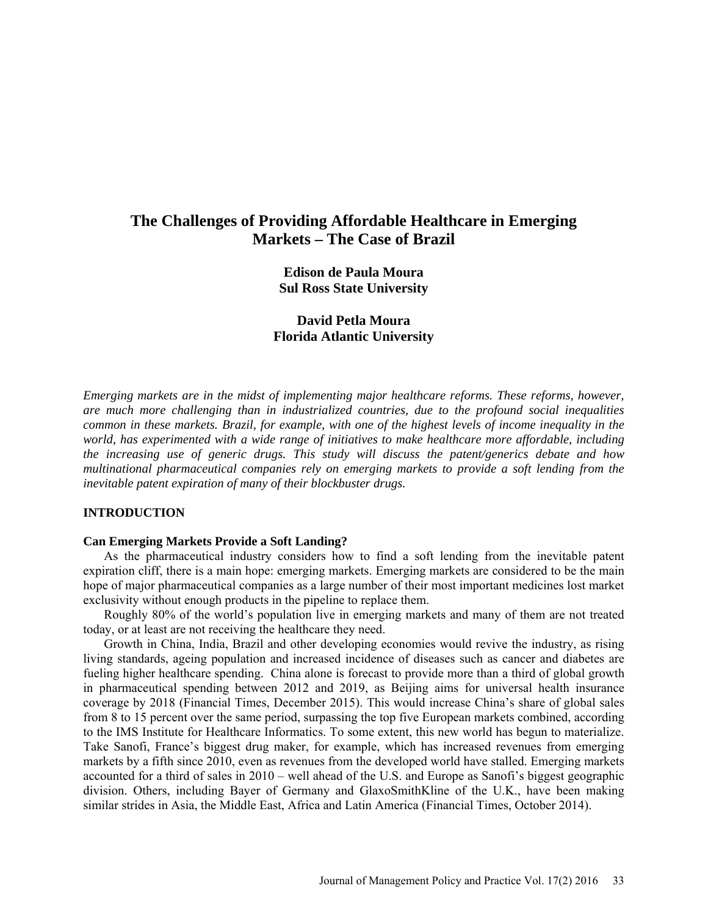# The Challenges of Providing Affordable Healthcare in Emerging Markets – The Case of Brazil

**Edison de Paula Moura**
**Sul Ross State University**

**David Petla Moura**
**Florida Atlantic University**

*Emerging markets are in the midst of implementing major healthcare reforms. These reforms, however, are much more challenging than in industrialized countries, due to the profound social inequalities common in these markets. Brazil, for example, with one of the highest levels of income inequality in the world, has experimented with a wide range of initiatives to make healthcare more affordable, including the increasing use of generic drugs. This study will discuss the patent/generics debate and how multinational pharmaceutical companies rely on emerging markets to provide a soft lending from the inevitable patent expiration of many of their blockbuster drugs.*

## INTRODUCTION

### Can Emerging Markets Provide a Soft Landing?

As the pharmaceutical industry considers how to find a soft lending from the inevitable patent expiration cliff, there is a main hope: emerging markets. Emerging markets are considered to be the main hope of major pharmaceutical companies as a large number of their most important medicines lost market exclusivity without enough products in the pipeline to replace them.

Roughly 80% of the world's population live in emerging markets and many of them are not treated today, or at least are not receiving the healthcare they need.

Growth in China, India, Brazil and other developing economies would revive the industry, as rising living standards, ageing population and increased incidence of diseases such as cancer and diabetes are fueling higher healthcare spending. China alone is forecast to provide more than a third of global growth in pharmaceutical spending between 2012 and 2019, as Beijing aims for universal health insurance coverage by 2018 (Financial Times, December 2015). This would increase China's share of global sales from 8 to 15 percent over the same period, surpassing the top five European markets combined, according to the IMS Institute for Healthcare Informatics. To some extent, this new world has begun to materialize. Take Sanofi, France's biggest drug maker, for example, which has increased revenues from emerging markets by a fifth since 2010, even as revenues from the developed world have stalled. Emerging markets accounted for a third of sales in 2010 – well ahead of the U.S. and Europe as Sanofi's biggest geographic division. Others, including Bayer of Germany and GlaxoSmithKline of the U.K., have been making similar strides in Asia, the Middle East, Africa and Latin America (Financial Times, October 2014).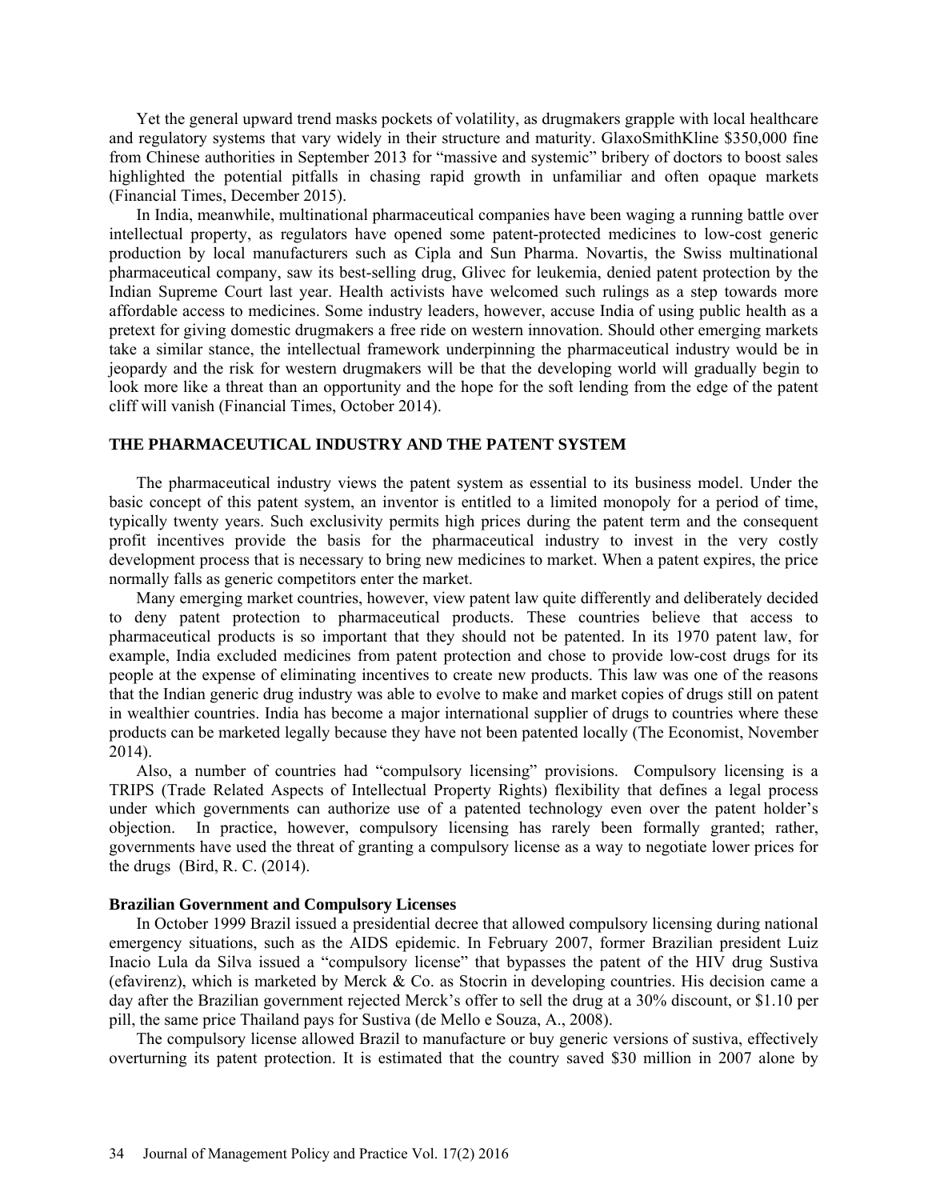Yet the general upward trend masks pockets of volatility, as drugmakers grapple with local healthcare and regulatory systems that vary widely in their structure and maturity. GlaxoSmithKline $350,000 fine from Chinese authorities in September 2013 for "massive and systemic" bribery of doctors to boost sales highlighted the potential pitfalls in chasing rapid growth in unfamiliar and often opaque markets (Financial Times, December 2015).

In India, meanwhile, multinational pharmaceutical companies have been waging a running battle over intellectual property, as regulators have opened some patent-protected medicines to low-cost generic production by local manufacturers such as Cipla and Sun Pharma. Novartis, the Swiss multinational pharmaceutical company, saw its best-selling drug, Glivec for leukemia, denied patent protection by the Indian Supreme Court last year. Health activists have welcomed such rulings as a step towards more affordable access to medicines. Some industry leaders, however, accuse India of using public health as a pretext for giving domestic drugmakers a free ride on western innovation. Should other emerging markets take a similar stance, the intellectual framework underpinning the pharmaceutical industry would be in jeopardy and the risk for western drugmakers will be that the developing world will gradually begin to look more like a threat than an opportunity and the hope for the soft lending from the edge of the patent cliff will vanish (Financial Times, October 2014).

## THE PHARMACEUTICAL INDUSTRY AND THE PATENT SYSTEM

The pharmaceutical industry views the patent system as essential to its business model. Under the basic concept of this patent system, an inventor is entitled to a limited monopoly for a period of time, typically twenty years. Such exclusivity permits high prices during the patent term and the consequent profit incentives provide the basis for the pharmaceutical industry to invest in the very costly development process that is necessary to bring new medicines to market. When a patent expires, the price normally falls as generic competitors enter the market.

Many emerging market countries, however, view patent law quite differently and deliberately decided to deny patent protection to pharmaceutical products. These countries believe that access to pharmaceutical products is so important that they should not be patented. In its 1970 patent law, for example, India excluded medicines from patent protection and chose to provide low-cost drugs for its people at the expense of eliminating incentives to create new products. This law was one of the reasons that the Indian generic drug industry was able to evolve to make and market copies of drugs still on patent in wealthier countries. India has become a major international supplier of drugs to countries where these products can be marketed legally because they have not been patented locally (The Economist, November 2014).

Also, a number of countries had "compulsory licensing" provisions. Compulsory licensing is a TRIPS (Trade Related Aspects of Intellectual Property Rights) flexibility that defines a legal process under which governments can authorize use of a patented technology even over the patent holder's objection. In practice, however, compulsory licensing has rarely been formally granted; rather, governments have used the threat of granting a compulsory license as a way to negotiate lower prices for the drugs (Bird, R. C. (2014).

### Brazilian Government and Compulsory Licenses

In October 1999 Brazil issued a presidential decree that allowed compulsory licensing during national emergency situations, such as the AIDS epidemic. In February 2007, former Brazilian president Luiz Inacio Lula da Silva issued a "compulsory license" that bypasses the patent of the HIV drug Sustiva (efavirenz), which is marketed by Merck & Co. as Stocrin in developing countries. His decision came a day after the Brazilian government rejected Merck's offer to sell the drug at a 30% discount, or $1.10 per pill, the same price Thailand pays for Sustiva (de Mello e Souza, A., 2008).

The compulsory license allowed Brazil to manufacture or buy generic versions of sustiva, effectively overturning its patent protection. It is estimated that the country saved $30 million in 2007 alone by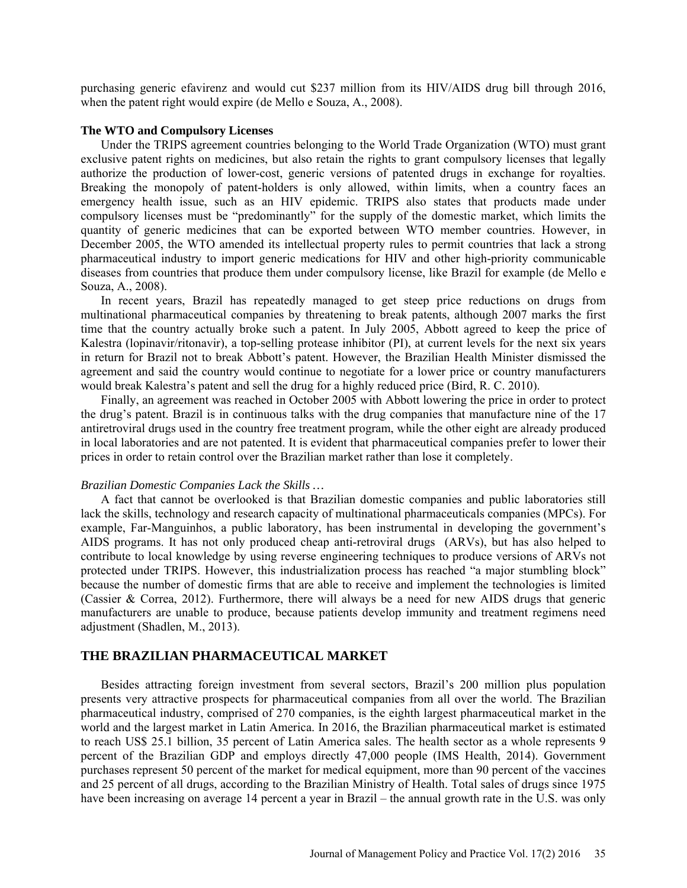purchasing generic efavirenz and would cut $237 million from its HIV/AIDS drug bill through 2016, when the patent right would expire (de Mello e Souza, A., 2008).

### The WTO and Compulsory Licenses

Under the TRIPS agreement countries belonging to the World Trade Organization (WTO) must grant exclusive patent rights on medicines, but also retain the rights to grant compulsory licenses that legally authorize the production of lower-cost, generic versions of patented drugs in exchange for royalties. Breaking the monopoly of patent-holders is only allowed, within limits, when a country faces an emergency health issue, such as an HIV epidemic. TRIPS also states that products made under compulsory licenses must be "predominantly" for the supply of the domestic market, which limits the quantity of generic medicines that can be exported between WTO member countries. However, in December 2005, the WTO amended its intellectual property rules to permit countries that lack a strong pharmaceutical industry to import generic medications for HIV and other high-priority communicable diseases from countries that produce them under compulsory license, like Brazil for example (de Mello e Souza, A., 2008).

In recent years, Brazil has repeatedly managed to get steep price reductions on drugs from multinational pharmaceutical companies by threatening to break patents, although 2007 marks the first time that the country actually broke such a patent. In July 2005, Abbott agreed to keep the price of Kalestra (lopinavir/ritonavir), a top-selling protease inhibitor (PI), at current levels for the next six years in return for Brazil not to break Abbott's patent. However, the Brazilian Health Minister dismissed the agreement and said the country would continue to negotiate for a lower price or country manufacturers would break Kalestra's patent and sell the drug for a highly reduced price (Bird, R. C. 2010).

Finally, an agreement was reached in October 2005 with Abbott lowering the price in order to protect the drug's patent. Brazil is in continuous talks with the drug companies that manufacture nine of the 17 antiretroviral drugs used in the country free treatment program, while the other eight are already produced in local laboratories and are not patented. It is evident that pharmaceutical companies prefer to lower their prices in order to retain control over the Brazilian market rather than lose it completely.

#### *Brazilian Domestic Companies Lack the Skills …*

A fact that cannot be overlooked is that Brazilian domestic companies and public laboratories still lack the skills, technology and research capacity of multinational pharmaceuticals companies (MPCs). For example, Far-Manguinhos, a public laboratory, has been instrumental in developing the government's AIDS programs. It has not only produced cheap anti-retroviral drugs (ARVs), but has also helped to contribute to local knowledge by using reverse engineering techniques to produce versions of ARVs not protected under TRIPS. However, this industrialization process has reached "a major stumbling block" because the number of domestic firms that are able to receive and implement the technologies is limited (Cassier & Correa, 2012). Furthermore, there will always be a need for new AIDS drugs that generic manufacturers are unable to produce, because patients develop immunity and treatment regimens need adjustment (Shadlen, M., 2013).

## THE BRAZILIAN PHARMACEUTICAL MARKET

Besides attracting foreign investment from several sectors, Brazil's 200 million plus population presents very attractive prospects for pharmaceutical companies from all over the world. The Brazilian pharmaceutical industry, comprised of 270 companies, is the eighth largest pharmaceutical market in the world and the largest market in Latin America. In 2016, the Brazilian pharmaceutical market is estimated to reach US$ 25.1 billion, 35 percent of Latin America sales. The health sector as a whole represents 9 percent of the Brazilian GDP and employs directly 47,000 people (IMS Health, 2014). Government purchases represent 50 percent of the market for medical equipment, more than 90 percent of the vaccines and 25 percent of all drugs, according to the Brazilian Ministry of Health. Total sales of drugs since 1975 have been increasing on average 14 percent a year in Brazil – the annual growth rate in the U.S. was only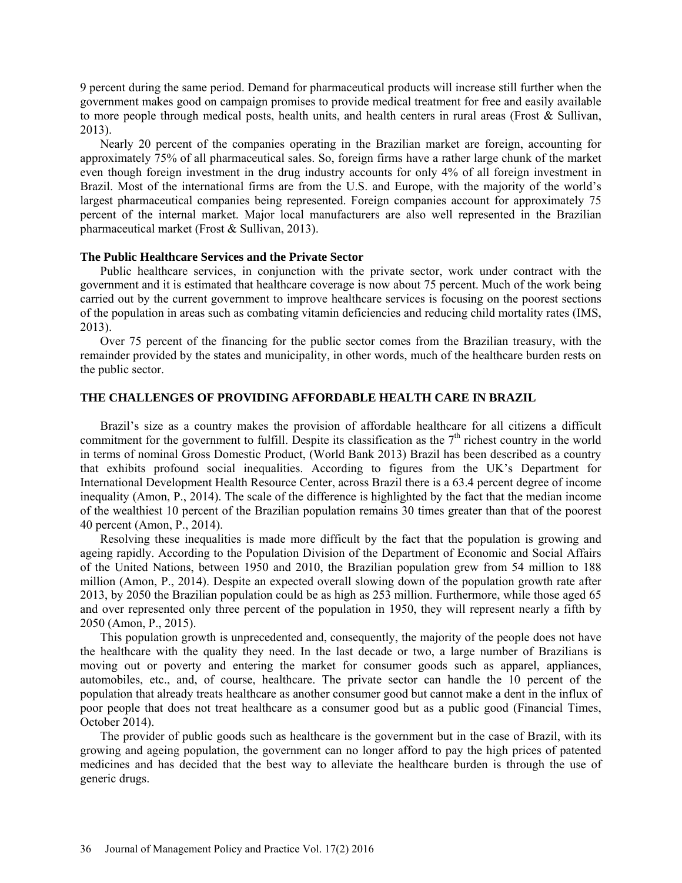9 percent during the same period. Demand for pharmaceutical products will increase still further when the government makes good on campaign promises to provide medical treatment for free and easily available to more people through medical posts, health units, and health centers in rural areas (Frost & Sullivan, 2013).

Nearly 20 percent of the companies operating in the Brazilian market are foreign, accounting for approximately 75% of all pharmaceutical sales. So, foreign firms have a rather large chunk of the market even though foreign investment in the drug industry accounts for only 4% of all foreign investment in Brazil. Most of the international firms are from the U.S. and Europe, with the majority of the world's largest pharmaceutical companies being represented. Foreign companies account for approximately 75 percent of the internal market. Major local manufacturers are also well represented in the Brazilian pharmaceutical market (Frost & Sullivan, 2013).

### The Public Healthcare Services and the Private Sector

Public healthcare services, in conjunction with the private sector, work under contract with the government and it is estimated that healthcare coverage is now about 75 percent. Much of the work being carried out by the current government to improve healthcare services is focusing on the poorest sections of the population in areas such as combating vitamin deficiencies and reducing child mortality rates (IMS, 2013).

Over 75 percent of the financing for the public sector comes from the Brazilian treasury, with the remainder provided by the states and municipality, in other words, much of the healthcare burden rests on the public sector.

## THE CHALLENGES OF PROVIDING AFFORDABLE HEALTH CARE IN BRAZIL

Brazil's size as a country makes the provision of affordable healthcare for all citizens a difficult commitment for the government to fulfill. Despite its classification as the 7th richest country in the world in terms of nominal Gross Domestic Product, (World Bank 2013) Brazil has been described as a country that exhibits profound social inequalities. According to figures from the UK's Department for International Development Health Resource Center, across Brazil there is a 63.4 percent degree of income inequality (Amon, P., 2014). The scale of the difference is highlighted by the fact that the median income of the wealthiest 10 percent of the Brazilian population remains 30 times greater than that of the poorest 40 percent (Amon, P., 2014).

Resolving these inequalities is made more difficult by the fact that the population is growing and ageing rapidly. According to the Population Division of the Department of Economic and Social Affairs of the United Nations, between 1950 and 2010, the Brazilian population grew from 54 million to 188 million (Amon, P., 2014). Despite an expected overall slowing down of the population growth rate after 2013, by 2050 the Brazilian population could be as high as 253 million. Furthermore, while those aged 65 and over represented only three percent of the population in 1950, they will represent nearly a fifth by 2050 (Amon, P., 2015).

This population growth is unprecedented and, consequently, the majority of the people does not have the healthcare with the quality they need. In the last decade or two, a large number of Brazilians is moving out or poverty and entering the market for consumer goods such as apparel, appliances, automobiles, etc., and, of course, healthcare. The private sector can handle the 10 percent of the population that already treats healthcare as another consumer good but cannot make a dent in the influx of poor people that does not treat healthcare as a consumer good but as a public good (Financial Times, October 2014).

The provider of public goods such as healthcare is the government but in the case of Brazil, with its growing and ageing population, the government can no longer afford to pay the high prices of patented medicines and has decided that the best way to alleviate the healthcare burden is through the use of generic drugs.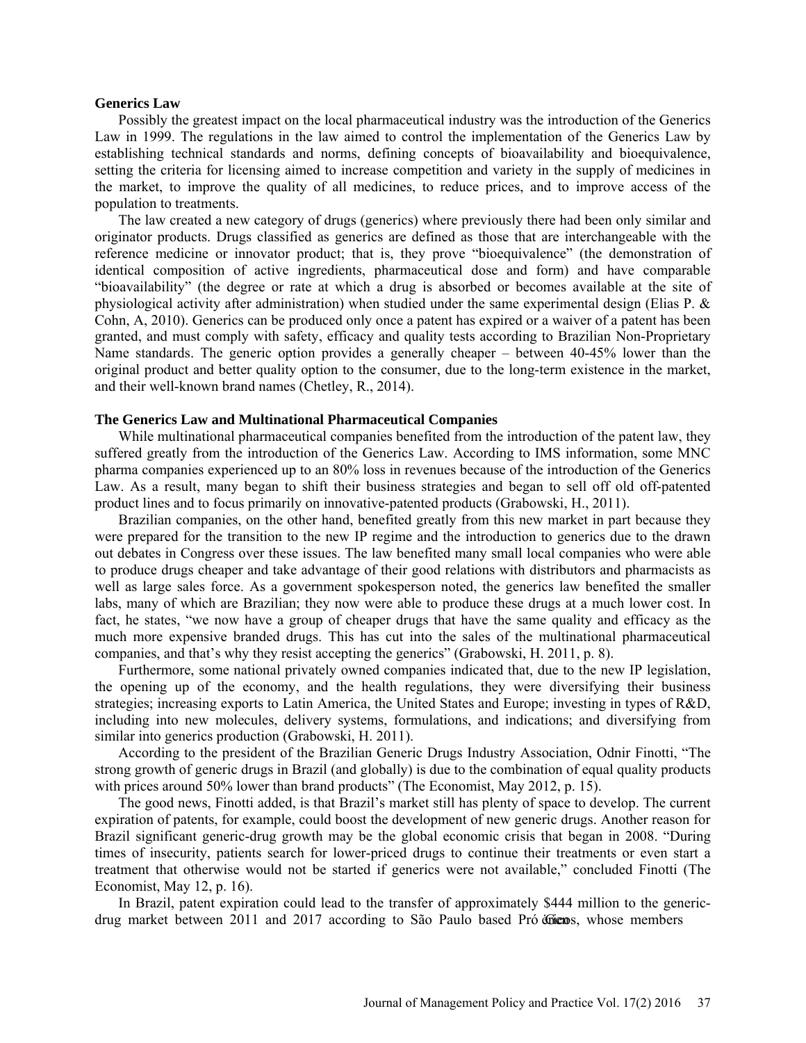### Generics Law

Possibly the greatest impact on the local pharmaceutical industry was the introduction of the Generics Law in 1999. The regulations in the law aimed to control the implementation of the Generics Law by establishing technical standards and norms, defining concepts of bioavailability and bioequivalence, setting the criteria for licensing aimed to increase competition and variety in the supply of medicines in the market, to improve the quality of all medicines, to reduce prices, and to improve access of the population to treatments.

The law created a new category of drugs (generics) where previously there had been only similar and originator products. Drugs classified as generics are defined as those that are interchangeable with the reference medicine or innovator product; that is, they prove "bioequivalence" (the demonstration of identical composition of active ingredients, pharmaceutical dose and form) and have comparable "bioavailability" (the degree or rate at which a drug is absorbed or becomes available at the site of physiological activity after administration) when studied under the same experimental design (Elias P. & Cohn, A, 2010). Generics can be produced only once a patent has expired or a waiver of a patent has been granted, and must comply with safety, efficacy and quality tests according to Brazilian Non-Proprietary Name standards. The generic option provides a generally cheaper – between 40-45% lower than the original product and better quality option to the consumer, due to the long-term existence in the market, and their well-known brand names (Chetley, R., 2014).

### The Generics Law and Multinational Pharmaceutical Companies

While multinational pharmaceutical companies benefited from the introduction of the patent law, they suffered greatly from the introduction of the Generics Law. According to IMS information, some MNC pharma companies experienced up to an 80% loss in revenues because of the introduction of the Generics Law. As a result, many began to shift their business strategies and began to sell off old off-patented product lines and to focus primarily on innovative-patented products (Grabowski, H., 2011).

Brazilian companies, on the other hand, benefited greatly from this new market in part because they were prepared for the transition to the new IP regime and the introduction to generics due to the drawn out debates in Congress over these issues. The law benefited many small local companies who were able to produce drugs cheaper and take advantage of their good relations with distributors and pharmacists as well as large sales force. As a government spokesperson noted, the generics law benefited the smaller labs, many of which are Brazilian; they now were able to produce these drugs at a much lower cost. In fact, he states, "we now have a group of cheaper drugs that have the same quality and efficacy as the much more expensive branded drugs. This has cut into the sales of the multinational pharmaceutical companies, and that's why they resist accepting the generics" (Grabowski, H. 2011, p. 8).

Furthermore, some national privately owned companies indicated that, due to the new IP legislation, the opening up of the economy, and the health regulations, they were diversifying their business strategies; increasing exports to Latin America, the United States and Europe; investing in types of R&D, including into new molecules, delivery systems, formulations, and indications; and diversifying from similar into generics production (Grabowski, H. 2011).

According to the president of the Brazilian Generic Drugs Industry Association, Odnir Finotti, "The strong growth of generic drugs in Brazil (and globally) is due to the combination of equal quality products with prices around 50% lower than brand products" (The Economist, May 2012, p. 15).

The good news, Finotti added, is that Brazil's market still has plenty of space to develop. The current expiration of patents, for example, could boost the development of new generic drugs. Another reason for Brazil significant generic-drug growth may be the global economic crisis that began in 2008. "During times of insecurity, patients search for lower-priced drugs to continue their treatments or even start a treatment that otherwise would not be started if generics were not available," concluded Finotti (The Economist, May 12, p. 16).

In Brazil, patent expiration could lead to the transfer of approximately $444 million to the generic-drug market between 2011 and 2017 according to São Paulo based Pró Genéricos, whose members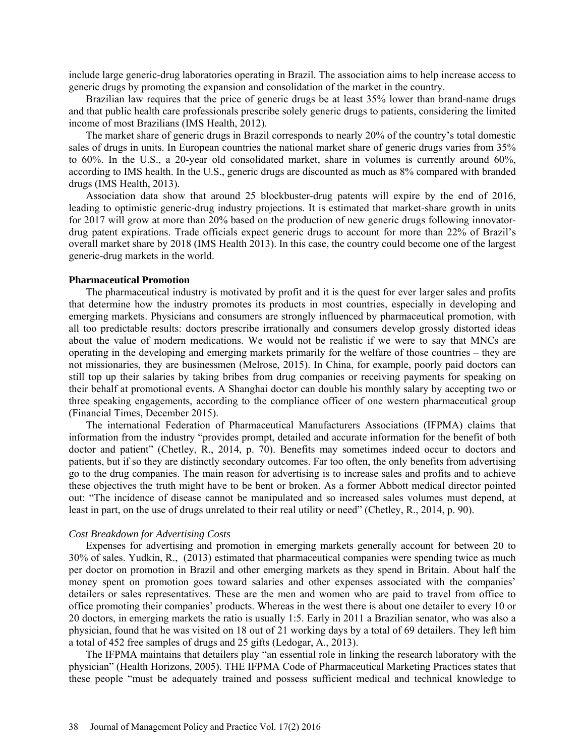include large generic-drug laboratories operating in Brazil. The association aims to help increase access to generic drugs by promoting the expansion and consolidation of the market in the country.

Brazilian law requires that the price of generic drugs be at least 35% lower than brand-name drugs and that public health care professionals prescribe solely generic drugs to patients, considering the limited income of most Brazilians (IMS Health, 2012).

The market share of generic drugs in Brazil corresponds to nearly 20% of the country's total domestic sales of drugs in units. In European countries the national market share of generic drugs varies from 35% to 60%. In the U.S., a 20-year old consolidated market, share in volumes is currently around 60%, according to IMS health. In the U.S., generic drugs are discounted as much as 8% compared with branded drugs (IMS Health, 2013).

Association data show that around 25 blockbuster-drug patents will expire by the end of 2016, leading to optimistic generic-drug industry projections. It is estimated that market-share growth in units for 2017 will grow at more than 20% based on the production of new generic drugs following innovator-drug patent expirations. Trade officials expect generic drugs to account for more than 22% of Brazil's overall market share by 2018 (IMS Health 2013). In this case, the country could become one of the largest generic-drug markets in the world.

**Pharmaceutical Promotion**

The pharmaceutical industry is motivated by profit and it is the quest for ever larger sales and profits that determine how the industry promotes its products in most countries, especially in developing and emerging markets. Physicians and consumers are strongly influenced by pharmaceutical promotion, with all too predictable results: doctors prescribe irrationally and consumers develop grossly distorted ideas about the value of modern medications. We would not be realistic if we were to say that MNCs are operating in the developing and emerging markets primarily for the welfare of those countries – they are not missionaries, they are businessmen (Melrose, 2015). In China, for example, poorly paid doctors can still top up their salaries by taking bribes from drug companies or receiving payments for speaking on their behalf at promotional events. A Shanghai doctor can double his monthly salary by accepting two or three speaking engagements, according to the compliance officer of one western pharmaceutical group (Financial Times, December 2015).

The international Federation of Pharmaceutical Manufacturers Associations (IFPMA) claims that information from the industry "provides prompt, detailed and accurate information for the benefit of both doctor and patient" (Chetley, R., 2014, p. 70). Benefits may sometimes indeed occur to doctors and patients, but if so they are distinctly secondary outcomes. Far too often, the only benefits from advertising go to the drug companies. The main reason for advertising is to increase sales and profits and to achieve these objectives the truth might have to be bent or broken. As a former Abbott medical director pointed out: "The incidence of disease cannot be manipulated and so increased sales volumes must depend, at least in part, on the use of drugs unrelated to their real utility or need" (Chetley, R., 2014, p. 90).

*Cost Breakdown for Advertising Costs*

Expenses for advertising and promotion in emerging markets generally account for between 20 to 30% of sales. Yudkin, R., (2013) estimated that pharmaceutical companies were spending twice as much per doctor on promotion in Brazil and other emerging markets as they spend in Britain. About half the money spent on promotion goes toward salaries and other expenses associated with the companies' detailers or sales representatives. These are the men and women who are paid to travel from office to office promoting their companies' products. Whereas in the west there is about one detailer to every 10 or 20 doctors, in emerging markets the ratio is usually 1:5. Early in 2011 a Brazilian senator, who was also a physician, found that he was visited on 18 out of 21 working days by a total of 69 detailers. They left him a total of 452 free samples of drugs and 25 gifts (Ledogar, A., 2013).

The IFPMA maintains that detailers play "an essential role in linking the research laboratory with the physician" (Health Horizons, 2005). THE IFPMA Code of Pharmaceutical Marketing Practices states that these people "must be adequately trained and possess sufficient medical and technical knowledge to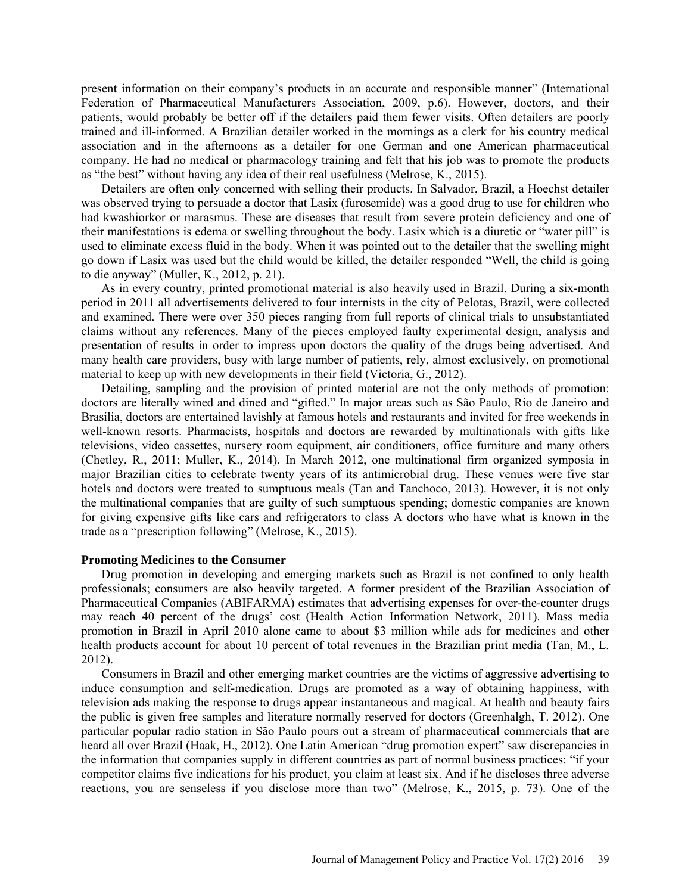present information on their company's products in an accurate and responsible manner" (International Federation of Pharmaceutical Manufacturers Association, 2009, p.6). However, doctors, and their patients, would probably be better off if the detailers paid them fewer visits. Often detailers are poorly trained and ill-informed. A Brazilian detailer worked in the mornings as a clerk for his country medical association and in the afternoons as a detailer for one German and one American pharmaceutical company. He had no medical or pharmacology training and felt that his job was to promote the products as "the best" without having any idea of their real usefulness (Melrose, K., 2015).

Detailers are often only concerned with selling their products. In Salvador, Brazil, a Hoechst detailer was observed trying to persuade a doctor that Lasix (furosemide) was a good drug to use for children who had kwashiorkor or marasmus. These are diseases that result from severe protein deficiency and one of their manifestations is edema or swelling throughout the body. Lasix which is a diuretic or "water pill" is used to eliminate excess fluid in the body. When it was pointed out to the detailer that the swelling might go down if Lasix was used but the child would be killed, the detailer responded "Well, the child is going to die anyway" (Muller, K., 2012, p. 21).

As in every country, printed promotional material is also heavily used in Brazil. During a six-month period in 2011 all advertisements delivered to four internists in the city of Pelotas, Brazil, were collected and examined. There were over 350 pieces ranging from full reports of clinical trials to unsubstantiated claims without any references. Many of the pieces employed faulty experimental design, analysis and presentation of results in order to impress upon doctors the quality of the drugs being advertised. And many health care providers, busy with large number of patients, rely, almost exclusively, on promotional material to keep up with new developments in their field (Victoria, G., 2012).

Detailing, sampling and the provision of printed material are not the only methods of promotion: doctors are literally wined and dined and "gifted." In major areas such as São Paulo, Rio de Janeiro and Brasilia, doctors are entertained lavishly at famous hotels and restaurants and invited for free weekends in well-known resorts. Pharmacists, hospitals and doctors are rewarded by multinationals with gifts like televisions, video cassettes, nursery room equipment, air conditioners, office furniture and many others (Chetley, R., 2011; Muller, K., 2014). In March 2012, one multinational firm organized symposia in major Brazilian cities to celebrate twenty years of its antimicrobial drug. These venues were five star hotels and doctors were treated to sumptuous meals (Tan and Tanchoco, 2013). However, it is not only the multinational companies that are guilty of such sumptuous spending; domestic companies are known for giving expensive gifts like cars and refrigerators to class A doctors who have what is known in the trade as a "prescription following" (Melrose, K., 2015).

### Promoting Medicines to the Consumer

Drug promotion in developing and emerging markets such as Brazil is not confined to only health professionals; consumers are also heavily targeted. A former president of the Brazilian Association of Pharmaceutical Companies (ABIFARMA) estimates that advertising expenses for over-the-counter drugs may reach 40 percent of the drugs' cost (Health Action Information Network, 2011). Mass media promotion in Brazil in April 2010 alone came to about $3 million while ads for medicines and other health products account for about 10 percent of total revenues in the Brazilian print media (Tan, M., L. 2012).

Consumers in Brazil and other emerging market countries are the victims of aggressive advertising to induce consumption and self-medication. Drugs are promoted as a way of obtaining happiness, with television ads making the response to drugs appear instantaneous and magical. At health and beauty fairs the public is given free samples and literature normally reserved for doctors (Greenhalgh, T. 2012). One particular popular radio station in São Paulo pours out a stream of pharmaceutical commercials that are heard all over Brazil (Haak, H., 2012). One Latin American "drug promotion expert" saw discrepancies in the information that companies supply in different countries as part of normal business practices: "if your competitor claims five indications for his product, you claim at least six. And if he discloses three adverse reactions, you are senseless if you disclose more than two" (Melrose, K., 2015, p. 73). One of the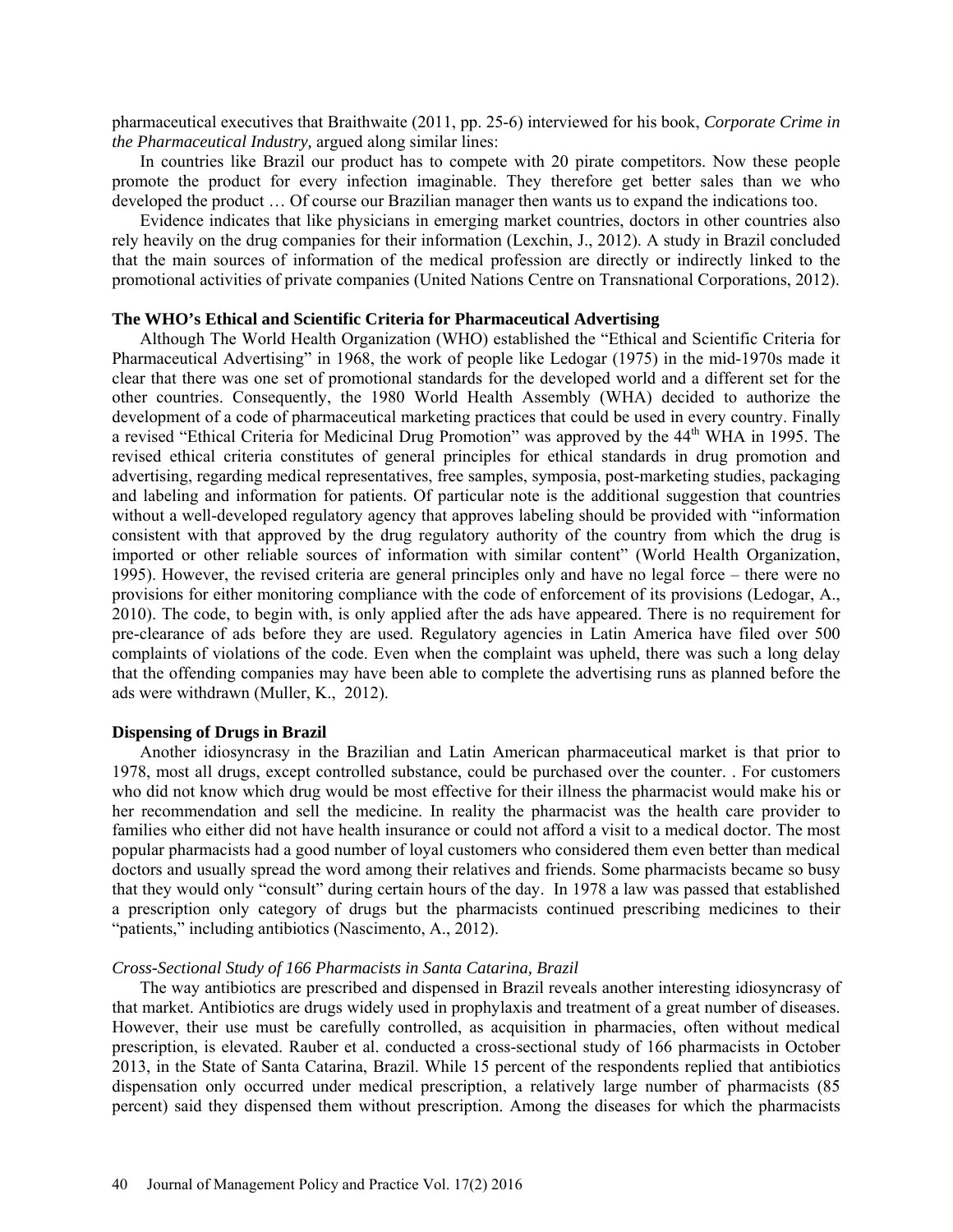pharmaceutical executives that Braithwaite (2011, pp. 25-6) interviewed for his book, *Corporate Crime in the Pharmaceutical Industry,* argued along similar lines:

In countries like Brazil our product has to compete with 20 pirate competitors. Now these people promote the product for every infection imaginable. They therefore get better sales than we who developed the product … Of course our Brazilian manager then wants us to expand the indications too.

Evidence indicates that like physicians in emerging market countries, doctors in other countries also rely heavily on the drug companies for their information (Lexchin, J., 2012). A study in Brazil concluded that the main sources of information of the medical profession are directly or indirectly linked to the promotional activities of private companies (United Nations Centre on Transnational Corporations, 2012).

**The WHO's Ethical and Scientific Criteria for Pharmaceutical Advertising**

Although The World Health Organization (WHO) established the "Ethical and Scientific Criteria for Pharmaceutical Advertising" in 1968, the work of people like Ledogar (1975) in the mid-1970s made it clear that there was one set of promotional standards for the developed world and a different set for the other countries. Consequently, the 1980 World Health Assembly (WHA) decided to authorize the development of a code of pharmaceutical marketing practices that could be used in every country. Finally a revised "Ethical Criteria for Medicinal Drug Promotion" was approved by the 44th WHA in 1995. The revised ethical criteria constitutes of general principles for ethical standards in drug promotion and advertising, regarding medical representatives, free samples, symposia, post-marketing studies, packaging and labeling and information for patients. Of particular note is the additional suggestion that countries without a well-developed regulatory agency that approves labeling should be provided with "information consistent with that approved by the drug regulatory authority of the country from which the drug is imported or other reliable sources of information with similar content" (World Health Organization, 1995). However, the revised criteria are general principles only and have no legal force – there were no provisions for either monitoring compliance with the code of enforcement of its provisions (Ledogar, A., 2010). The code, to begin with, is only applied after the ads have appeared. There is no requirement for pre-clearance of ads before they are used. Regulatory agencies in Latin America have filed over 500 complaints of violations of the code. Even when the complaint was upheld, there was such a long delay that the offending companies may have been able to complete the advertising runs as planned before the ads were withdrawn (Muller, K., 2012).

**Dispensing of Drugs in Brazil**

Another idiosyncrasy in the Brazilian and Latin American pharmaceutical market is that prior to 1978, most all drugs, except controlled substance, could be purchased over the counter. . For customers who did not know which drug would be most effective for their illness the pharmacist would make his or her recommendation and sell the medicine. In reality the pharmacist was the health care provider to families who either did not have health insurance or could not afford a visit to a medical doctor. The most popular pharmacists had a good number of loyal customers who considered them even better than medical doctors and usually spread the word among their relatives and friends. Some pharmacists became so busy that they would only "consult" during certain hours of the day. In 1978 a law was passed that established a prescription only category of drugs but the pharmacists continued prescribing medicines to their "patients," including antibiotics (Nascimento, A., 2012).

*Cross-Sectional Study of 166 Pharmacists in Santa Catarina, Brazil*

The way antibiotics are prescribed and dispensed in Brazil reveals another interesting idiosyncrasy of that market. Antibiotics are drugs widely used in prophylaxis and treatment of a great number of diseases. However, their use must be carefully controlled, as acquisition in pharmacies, often without medical prescription, is elevated. Rauber et al. conducted a cross-sectional study of 166 pharmacists in October 2013, in the State of Santa Catarina, Brazil. While 15 percent of the respondents replied that antibiotics dispensation only occurred under medical prescription, a relatively large number of pharmacists (85 percent) said they dispensed them without prescription. Among the diseases for which the pharmacists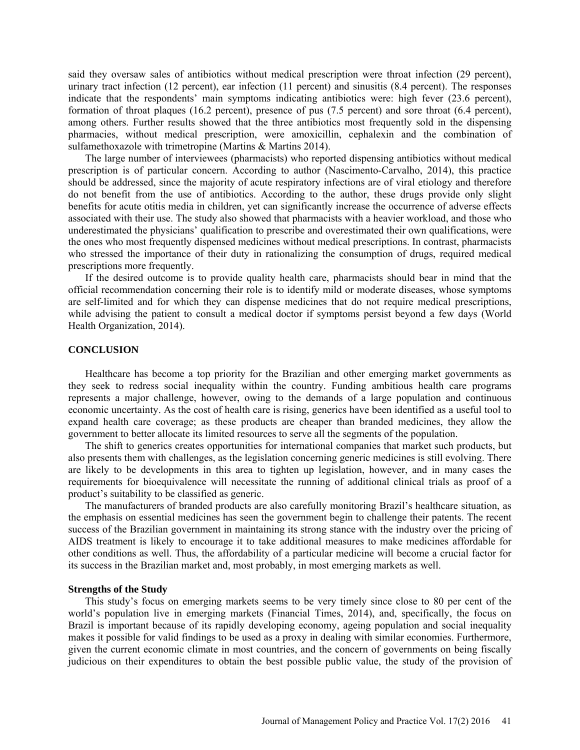said they oversaw sales of antibiotics without medical prescription were throat infection (29 percent), urinary tract infection (12 percent), ear infection (11 percent) and sinusitis (8.4 percent). The responses indicate that the respondents' main symptoms indicating antibiotics were: high fever (23.6 percent), formation of throat plaques (16.2 percent), presence of pus (7.5 percent) and sore throat (6.4 percent), among others. Further results showed that the three antibiotics most frequently sold in the dispensing pharmacies, without medical prescription, were amoxicillin, cephalexin and the combination of sulfamethoxazole with trimetropine (Martins & Martins 2014).

The large number of interviewees (pharmacists) who reported dispensing antibiotics without medical prescription is of particular concern. According to author (Nascimento-Carvalho, 2014), this practice should be addressed, since the majority of acute respiratory infections are of viral etiology and therefore do not benefit from the use of antibiotics. According to the author, these drugs provide only slight benefits for acute otitis media in children, yet can significantly increase the occurrence of adverse effects associated with their use. The study also showed that pharmacists with a heavier workload, and those who underestimated the physicians' qualification to prescribe and overestimated their own qualifications, were the ones who most frequently dispensed medicines without medical prescriptions. In contrast, pharmacists who stressed the importance of their duty in rationalizing the consumption of drugs, required medical prescriptions more frequently.

If the desired outcome is to provide quality health care, pharmacists should bear in mind that the official recommendation concerning their role is to identify mild or moderate diseases, whose symptoms are self-limited and for which they can dispense medicines that do not require medical prescriptions, while advising the patient to consult a medical doctor if symptoms persist beyond a few days (World Health Organization, 2014).

## CONCLUSION

Healthcare has become a top priority for the Brazilian and other emerging market governments as they seek to redress social inequality within the country. Funding ambitious health care programs represents a major challenge, however, owing to the demands of a large population and continuous economic uncertainty. As the cost of health care is rising, generics have been identified as a useful tool to expand health care coverage; as these products are cheaper than branded medicines, they allow the government to better allocate its limited resources to serve all the segments of the population.

The shift to generics creates opportunities for international companies that market such products, but also presents them with challenges, as the legislation concerning generic medicines is still evolving. There are likely to be developments in this area to tighten up legislation, however, and in many cases the requirements for bioequivalence will necessitate the running of additional clinical trials as proof of a product's suitability to be classified as generic.

The manufacturers of branded products are also carefully monitoring Brazil's healthcare situation, as the emphasis on essential medicines has seen the government begin to challenge their patents. The recent success of the Brazilian government in maintaining its strong stance with the industry over the pricing of AIDS treatment is likely to encourage it to take additional measures to make medicines affordable for other conditions as well. Thus, the affordability of a particular medicine will become a crucial factor for its success in the Brazilian market and, most probably, in most emerging markets as well.

### Strengths of the Study

This study's focus on emerging markets seems to be very timely since close to 80 per cent of the world's population live in emerging markets (Financial Times, 2014), and, specifically, the focus on Brazil is important because of its rapidly developing economy, ageing population and social inequality makes it possible for valid findings to be used as a proxy in dealing with similar economies. Furthermore, given the current economic climate in most countries, and the concern of governments on being fiscally judicious on their expenditures to obtain the best possible public value, the study of the provision of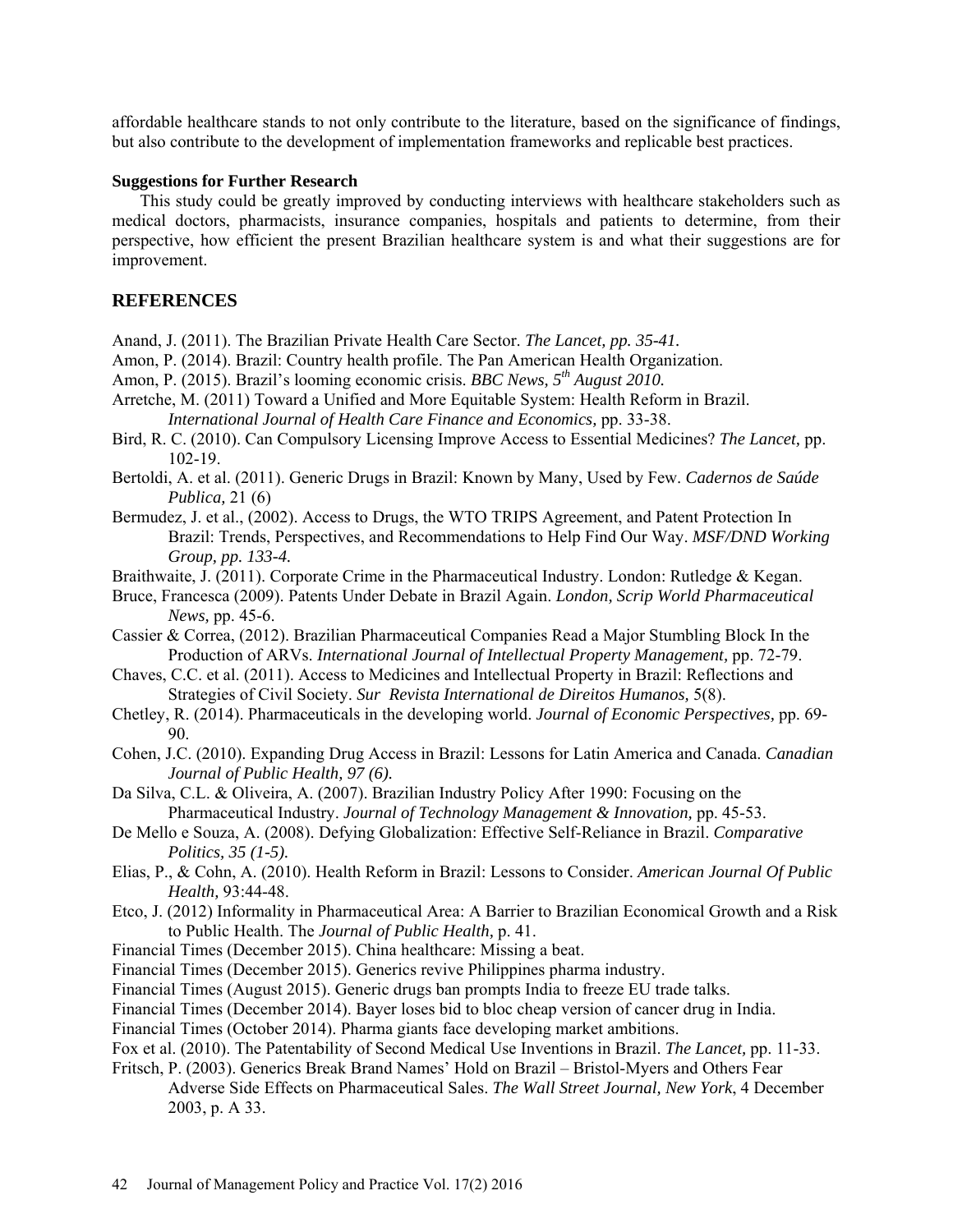affordable healthcare stands to not only contribute to the literature, based on the significance of findings, but also contribute to the development of implementation frameworks and replicable best practices.

**Suggestions for Further Research**

This study could be greatly improved by conducting interviews with healthcare stakeholders such as medical doctors, pharmacists, insurance companies, hospitals and patients to determine, from their perspective, how efficient the present Brazilian healthcare system is and what their suggestions are for improvement.

## REFERENCES

Anand, J. (2011). The Brazilian Private Health Care Sector. *The Lancet, pp. 35-41.*

Amon, P. (2014). Brazil: Country health profile. The Pan American Health Organization.

Amon, P. (2015). Brazil's looming economic crisis. *BBC News, 5th August 2010.*

Arretche, M. (2011) Toward a Unified and More Equitable System: Health Reform in Brazil. *International Journal of Health Care Finance and Economics,* pp. 33-38.

Bird, R. C. (2010). Can Compulsory Licensing Improve Access to Essential Medicines? *The Lancet,* pp. 102-19.

Bertoldi, A. et al. (2011). Generic Drugs in Brazil: Known by Many, Used by Few. *Cadernos de Saúde Publica,* 21 (6)

Bermudez, J. et al., (2002). Access to Drugs, the WTO TRIPS Agreement, and Patent Protection In Brazil: Trends, Perspectives, and Recommendations to Help Find Our Way. *MSF/DND Working Group, pp. 133-4.*

Braithwaite, J. (2011). Corporate Crime in the Pharmaceutical Industry. London: Rutledge & Kegan.

Bruce, Francesca (2009). Patents Under Debate in Brazil Again. *London, Scrip World Pharmaceutical News,* pp. 45-6.

Cassier & Correa, (2012). Brazilian Pharmaceutical Companies Read a Major Stumbling Block In the Production of ARVs. *International Journal of Intellectual Property Management,* pp. 72-79.

Chaves, C.C. et al. (2011). Access to Medicines and Intellectual Property in Brazil: Reflections and Strategies of Civil Society. *Sur Revista International de Direitos Humanos,* 5(8).

Chetley, R. (2014). Pharmaceuticals in the developing world. *Journal of Economic Perspectives,* pp. 69-90.

Cohen, J.C. (2010). Expanding Drug Access in Brazil: Lessons for Latin America and Canada. *Canadian Journal of Public Health, 97 (6).*

Da Silva, C.L. & Oliveira, A. (2007). Brazilian Industry Policy After 1990: Focusing on the Pharmaceutical Industry. *Journal of Technology Management & Innovation,* pp. 45-53.

De Mello e Souza, A. (2008). Defying Globalization: Effective Self-Reliance in Brazil. *Comparative Politics, 35 (1-5).*

Elias, P., & Cohn, A. (2010). Health Reform in Brazil: Lessons to Consider. *American Journal Of Public Health,* 93:44-48.

Etco, J. (2012) Informality in Pharmaceutical Area: A Barrier to Brazilian Economical Growth and a Risk to Public Health. The *Journal of Public Health,* p. 41.

Financial Times (December 2015). China healthcare: Missing a beat.

Financial Times (December 2015). Generics revive Philippines pharma industry.

Financial Times (August 2015). Generic drugs ban prompts India to freeze EU trade talks.

Financial Times (December 2014). Bayer loses bid to bloc cheap version of cancer drug in India.

Financial Times (October 2014). Pharma giants face developing market ambitions.

Fox et al. (2010). The Patentability of Second Medical Use Inventions in Brazil. *The Lancet,* pp. 11-33.

Fritsch, P. (2003). Generics Break Brand Names' Hold on Brazil – Bristol-Myers and Others Fear Adverse Side Effects on Pharmaceutical Sales. *The Wall Street Journal, New York*, 4 December 2003, p. A 33.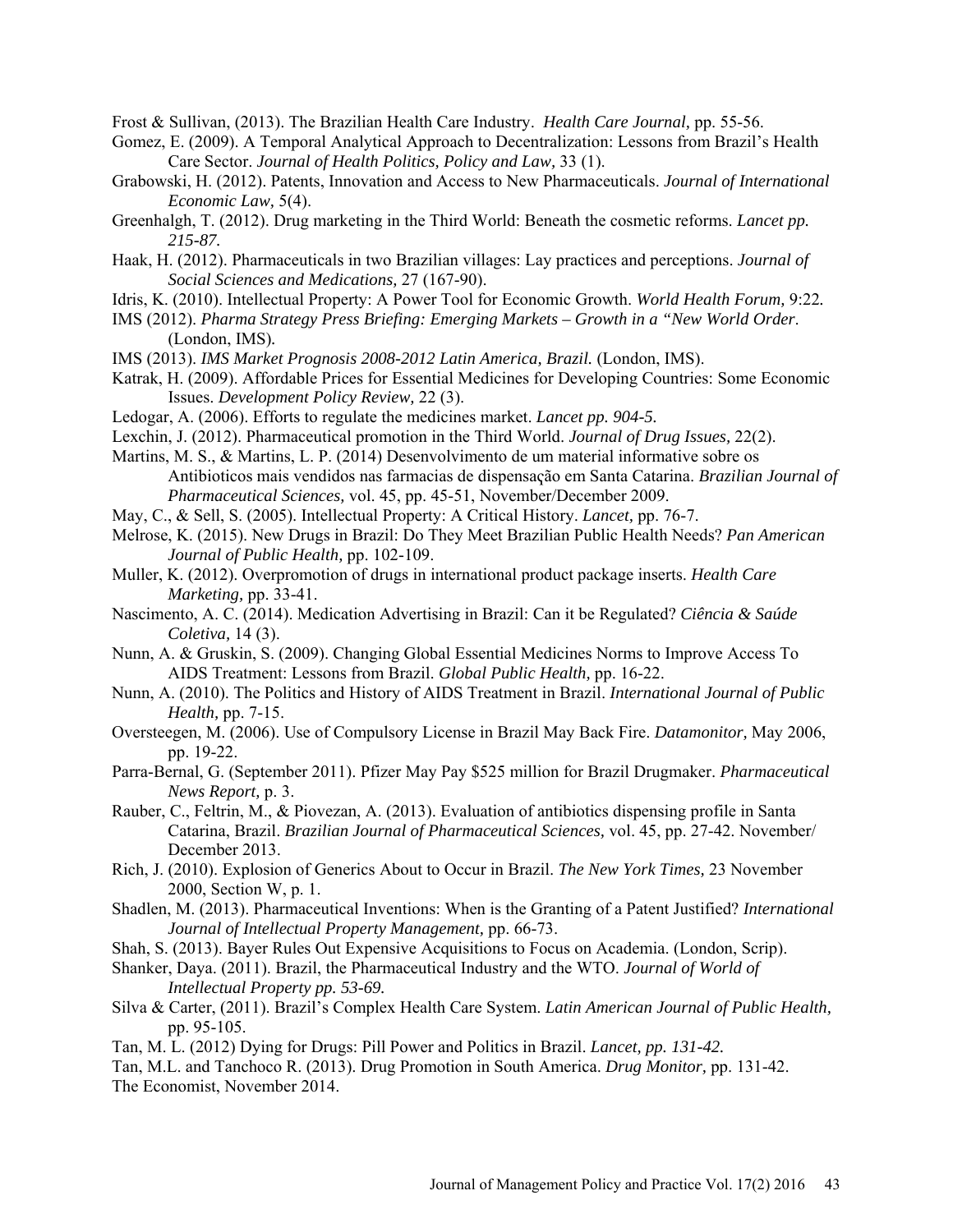Frost & Sullivan, (2013). The Brazilian Health Care Industry. *Health Care Journal*, pp. 55-56.

Gomez, E. (2009). A Temporal Analytical Approach to Decentralization: Lessons from Brazil's Health Care Sector. *Journal of Health Politics, Policy and Law,* 33 (1).

Grabowski, H. (2012). Patents, Innovation and Access to New Pharmaceuticals. *Journal of International Economic Law,* 5(4).

Greenhalgh, T. (2012). Drug marketing in the Third World: Beneath the cosmetic reforms. *Lancet pp. 215-87.*

Haak, H. (2012). Pharmaceuticals in two Brazilian villages: Lay practices and perceptions. *Journal of Social Sciences and Medications,* 27 (167-90).

Idris, K. (2010). Intellectual Property: A Power Tool for Economic Growth. *World Health Forum,* 9:22*.*

IMS (2012). *Pharma Strategy Press Briefing: Emerging Markets – Growth in a "New World Order*. (London, IMS).

IMS (2013). *IMS Market Prognosis 2008-2012 Latin America, Brazil.* (London, IMS).

Katrak, H. (2009). Affordable Prices for Essential Medicines for Developing Countries: Some Economic Issues. *Development Policy Review,* 22 (3).

Ledogar, A. (2006). Efforts to regulate the medicines market. *Lancet pp. 904-5.*

Lexchin, J. (2012). Pharmaceutical promotion in the Third World. *Journal of Drug Issues,* 22(2).

Martins, M. S., & Martins, L. P. (2014) Desenvolvimento de um material informative sobre os Antibioticos mais vendidos nas farmacias de dispensação em Santa Catarina. *Brazilian Journal of Pharmaceutical Sciences,* vol. 45, pp. 45-51, November/December 2009.

May, C., & Sell, S. (2005). Intellectual Property: A Critical History. *Lancet,* pp. 76-7.

Melrose, K. (2015). New Drugs in Brazil: Do They Meet Brazilian Public Health Needs? *Pan American Journal of Public Health,* pp. 102-109.

Muller, K. (2012). Overpromotion of drugs in international product package inserts. *Health Care Marketing,* pp. 33-41.

Nascimento, A. C. (2014). Medication Advertising in Brazil: Can it be Regulated? *Ciência & Saúde Coletiva,* 14 (3).

Nunn, A. & Gruskin, S. (2009). Changing Global Essential Medicines Norms to Improve Access To AIDS Treatment: Lessons from Brazil. *Global Public Health,* pp. 16-22.

Nunn, A. (2010). The Politics and History of AIDS Treatment in Brazil. *International Journal of Public Health,* pp. 7-15.

Oversteegen, M. (2006). Use of Compulsory License in Brazil May Back Fire. *Datamonitor,* May 2006, pp. 19-22.

Parra-Bernal, G. (September 2011). Pfizer May Pay $525 million for Brazil Drugmaker. *Pharmaceutical News Report,* p. 3.

Rauber, C., Feltrin, M., & Piovezan, A. (2013). Evaluation of antibiotics dispensing profile in Santa Catarina, Brazil. *Brazilian Journal of Pharmaceutical Sciences,* vol. 45, pp. 27-42. November/ December 2013.

Rich, J. (2010). Explosion of Generics About to Occur in Brazil. *The New York Times,* 23 November 2000, Section W, p. 1.

Shadlen, M. (2013). Pharmaceutical Inventions: When is the Granting of a Patent Justified? *International Journal of Intellectual Property Management,* pp. 66-73.

Shah, S. (2013). Bayer Rules Out Expensive Acquisitions to Focus on Academia. (London, Scrip).

Shanker, Daya. (2011). Brazil, the Pharmaceutical Industry and the WTO. *Journal of World of Intellectual Property pp. 53-69.*

Silva & Carter, (2011). Brazil's Complex Health Care System. *Latin American Journal of Public Health,* pp. 95-105.

Tan, M. L. (2012) Dying for Drugs: Pill Power and Politics in Brazil. *Lancet, pp. 131-42.*

Tan, M.L. and Tanchoco R. (2013). Drug Promotion in South America. *Drug Monitor,* pp. 131-42.

The Economist, November 2014.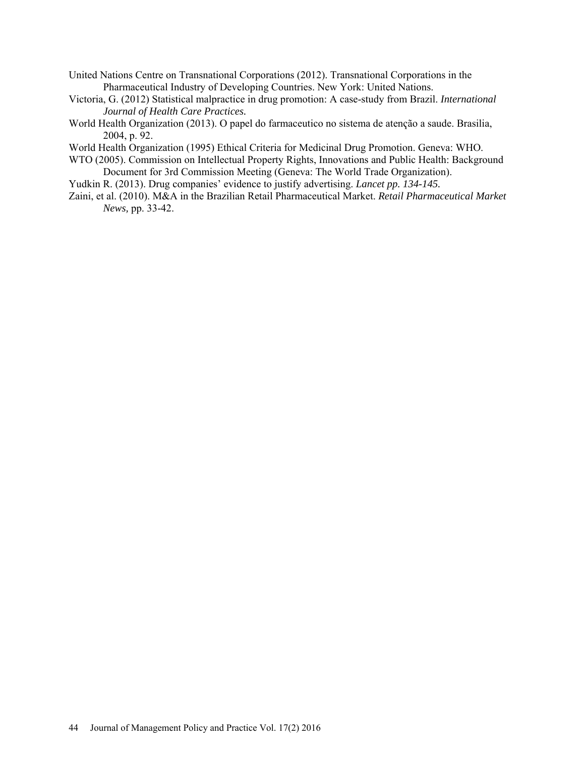United Nations Centre on Transnational Corporations (2012). Transnational Corporations in the Pharmaceutical Industry of Developing Countries. New York: United Nations.

Victoria, G. (2012) Statistical malpractice in drug promotion: A case-study from Brazil. *International Journal of Health Care Practices.*

World Health Organization (2013). O papel do farmaceutico no sistema de atenção a saude. Brasilia, 2004, p. 92.

World Health Organization (1995) Ethical Criteria for Medicinal Drug Promotion. Geneva: WHO.

WTO (2005). Commission on Intellectual Property Rights, Innovations and Public Health: Background Document for 3rd Commission Meeting (Geneva: The World Trade Organization).

Yudkin R. (2013). Drug companies' evidence to justify advertising. *Lancet pp. 134-145.*

Zaini, et al. (2010). M&A in the Brazilian Retail Pharmaceutical Market. *Retail Pharmaceutical Market News,* pp. 33-42.